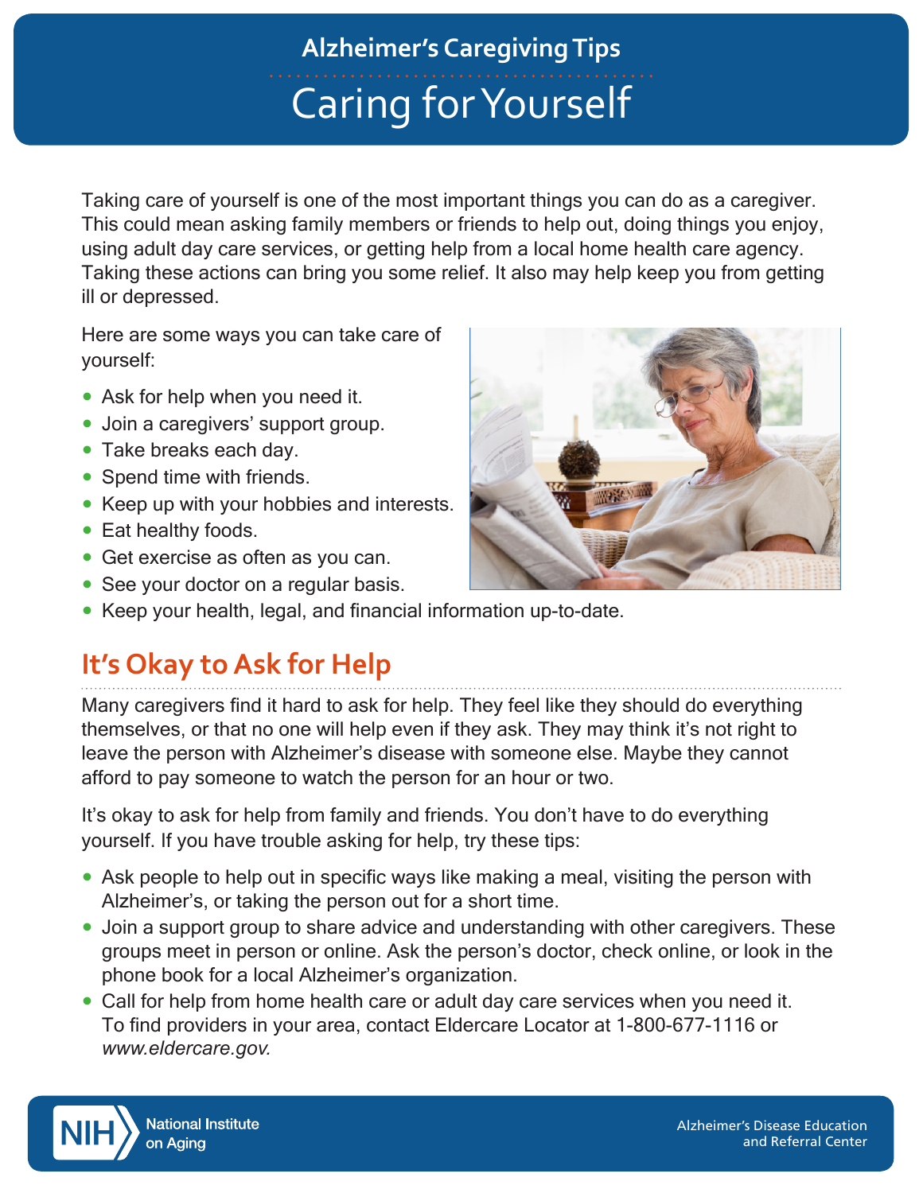## Alzheimer's Caregiving Tips

# Caring for Yourself

Taking care of yourself is one of the most important things you can do as a caregiver. This could mean asking family members or friends to help out, doing things you enjoy, using adult day care services, or getting help from a local home health care agency. Taking these actions can bring you some relief. It also may help keep you from getting ill or depressed.

Here are some ways you can take care of yourself:

- Ask for help when you need it.
- Join a caregivers' support group.
- Take breaks each day.
- Spend time with friends.
- Keep up with your hobbies and interests.
- Eat healthy foods.
- Get exercise as often as you can.
- See your doctor on a regular basis.
- Keep your health, legal, and financial information up-to-date.

## It's Okay to Ask for Help

Many caregivers find it hard to ask for help. They feel like they should do everything themselves, or that no one will help even if they ask. They may think it's not right to leave the person with Alzheimer's disease with someone else. Maybe they cannot afford to pay someone to watch the person for an hour or two.

It's okay to ask for help from family and friends. You don't have to do everything yourself. If you have trouble asking for help, try these tips:

- Ask people to help out in specific ways like making a meal, visiting the person with Alzheimer's, or taking the person out for a short time.
- Join a support group to share advice and understanding with other caregivers. These groups meet in person or online. Ask the person's doctor, check online, or look in the phone book for a local Alzheimer's organization.
- Call for help from home health care or adult day care services when you need it. To find providers in your area, contact Eldercare Locator at 1-800-677-1116 or *www.eldercare.gov.*

NIH National Institute on Aging

Alzheimer's Disease Education and Referral Center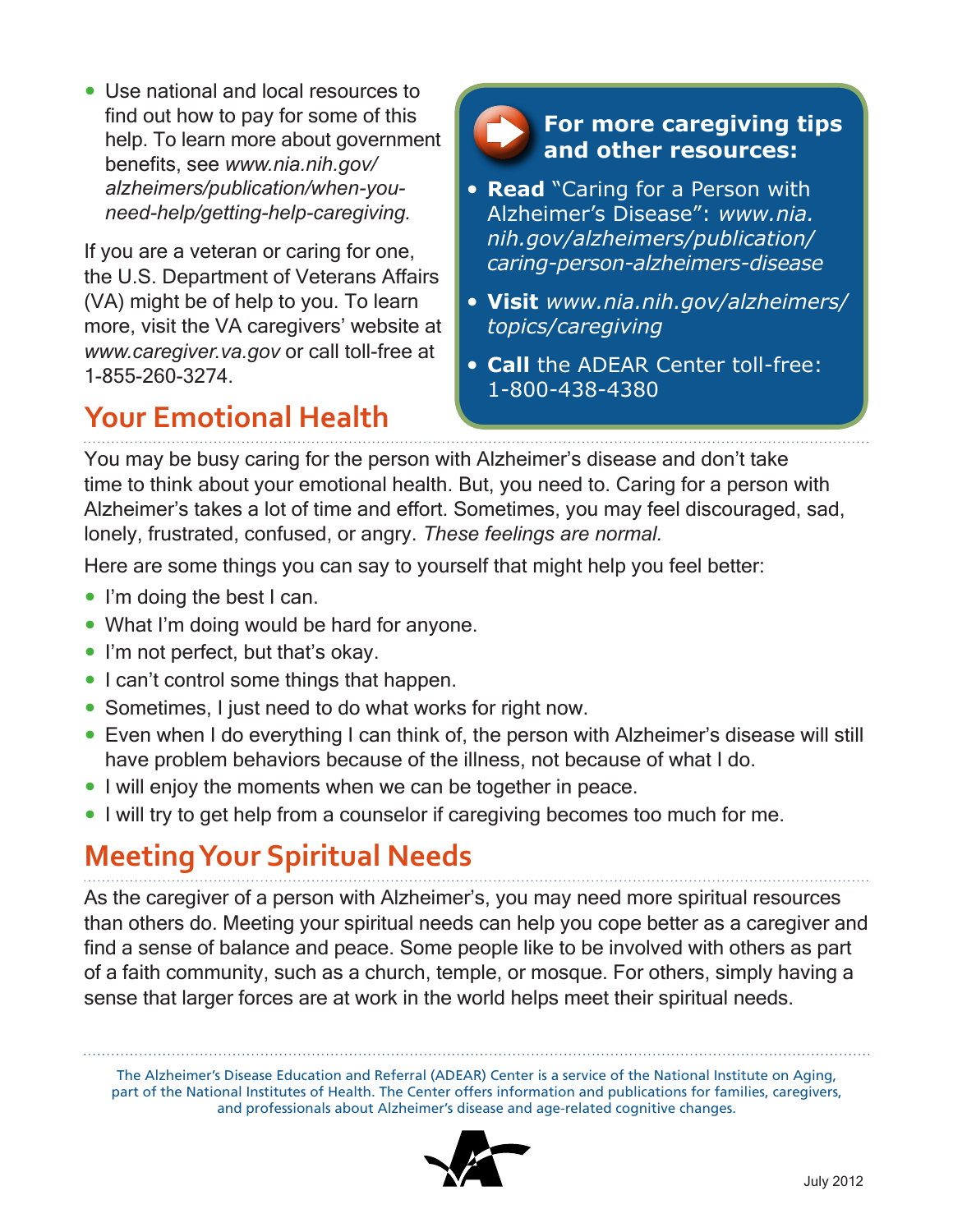- Use national and local resources to find out how to pay for some of this help. To learn more about government benefits, see *www.nia.nih.gov/alzheimers/publication/when-you-need-help/getting-help-caregiving.*

If you are a veteran or caring for one, the U.S. Department of Veterans Affairs (VA) might be of help to you. To learn more, visit the VA caregivers' website at *www.caregiver.va.gov* or call toll-free at 1-855-260-3274.

**For more caregiving tips and other resources:**

- **Read** "Caring for a Person with Alzheimer's Disease": *www.nia.nih.gov/alzheimers/publication/caring-person-alzheimers-disease*
- **Visit** *www.nia.nih.gov/alzheimers/topics/caregiving*
- **Call** the ADEAR Center toll-free: 1-800-438-4380

## Your Emotional Health

You may be busy caring for the person with Alzheimer's disease and don't take time to think about your emotional health. But, you need to. Caring for a person with Alzheimer's takes a lot of time and effort. Sometimes, you may feel discouraged, sad, lonely, frustrated, confused, or angry. *These feelings are normal.*

Here are some things you can say to yourself that might help you feel better:

- I'm doing the best I can.
- What I'm doing would be hard for anyone.
- I'm not perfect, but that's okay.
- I can't control some things that happen.
- Sometimes, I just need to do what works for right now.
- Even when I do everything I can think of, the person with Alzheimer's disease will still have problem behaviors because of the illness, not because of what I do.
- I will enjoy the moments when we can be together in peace.
- I will try to get help from a counselor if caregiving becomes too much for me.

## Meeting Your Spiritual Needs

As the caregiver of a person with Alzheimer's, you may need more spiritual resources than others do. Meeting your spiritual needs can help you cope better as a caregiver and find a sense of balance and peace. Some people like to be involved with others as part of a faith community, such as a church, temple, or mosque. For others, simply having a sense that larger forces are at work in the world helps meet their spiritual needs.

The Alzheimer's Disease Education and Referral (ADEAR) Center is a service of the National Institute on Aging, part of the National Institutes of Health. The Center offers information and publications for families, caregivers, and professionals about Alzheimer's disease and age-related cognitive changes.

July 2012